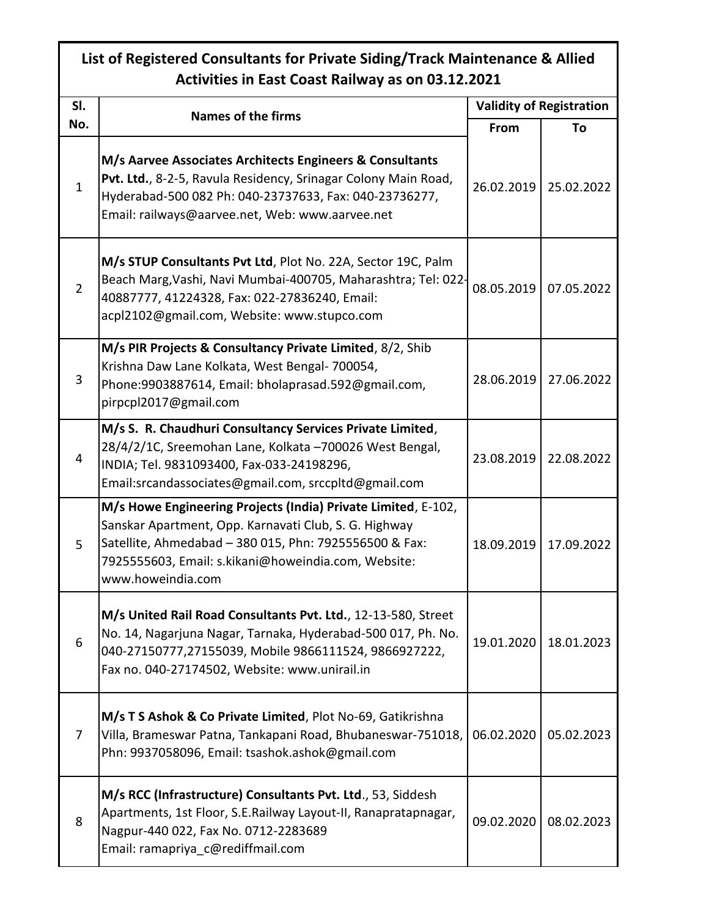# List of Registered Consultants for Private Siding/Track Maintenance & Allied Activities in East Coast Railway as on 03.12.2021

| Sl. No. | Names of the firms | Validity of Registration | |
|---|---|---|---|
| | | From | To |
| 1 | **M/s Aarvee Associates Architects Engineers & Consultants Pvt. Ltd.**, 8-2-5, Ravula Residency, Srinagar Colony Main Road, Hyderabad-500 082 Ph: 040-23737633, Fax: 040-23736277, Email: railways@aarvee.net, Web: www.aarvee.net | 26.02.2019 | 25.02.2022 |
| 2 | **M/s STUP Consultants Pvt Ltd**, Plot No. 22A, Sector 19C, Palm Beach Marg,Vashi, Navi Mumbai-400705, Maharashtra; Tel: 022-40887777, 41224328, Fax: 022-27836240, Email: acpl2102@gmail.com, Website: www.stupco.com | 08.05.2019 | 07.05.2022 |
| 3 | **M/s PIR Projects & Consultancy Private Limited**, 8/2, Shib Krishna Daw Lane Kolkata, West Bengal- 700054, Phone:9903887614, Email: bholaprasad.592@gmail.com, pirpcpl2017@gmail.com | 28.06.2019 | 27.06.2022 |
| 4 | **M/s S. R. Chaudhuri Consultancy Services Private Limited**, 28/4/2/1C, Sreemohan Lane, Kolkata –700026 West Bengal, INDIA; Tel. 9831093400, Fax-033-24198296, Email:srcandassociates@gmail.com, srccpltd@gmail.com | 23.08.2019 | 22.08.2022 |
| 5 | **M/s Howe Engineering Projects (India) Private Limited**, E-102, Sanskar Apartment, Opp. Karnavati Club, S. G. Highway Satellite, Ahmedabad – 380 015, Phn: 7925556500 & Fax: 7925555603, Email: s.kikani@howeindia.com, Website: www.howeindia.com | 18.09.2019 | 17.09.2022 |
| 6 | **M/s United Rail Road Consultants Pvt. Ltd.**, 12-13-580, Street No. 14, Nagarjuna Nagar, Tarnaka, Hyderabad-500 017, Ph. No. 040-27150777,27155039, Mobile 9866111524, 9866927222, Fax no. 040-27174502, Website: www.unirail.in | 19.01.2020 | 18.01.2023 |
| 7 | **M/s T S Ashok & Co Private Limited**, Plot No-69, Gatikrishna Villa, Brameswar Patna, Tankapani Road, Bhubaneswar-751018, Phn: 9937058096, Email: tsashok.ashok@gmail.com | 06.02.2020 | 05.02.2023 |
| 8 | **M/s RCC (Infrastructure) Consultants Pvt. Ltd**., 53, Siddesh Apartments, 1st Floor, S.E.Railway Layout-II, Ranapratapnagar, Nagpur-440 022, Fax No. 0712-2283689 Email: ramapriya_c@rediffmail.com | 09.02.2020 | 08.02.2023 |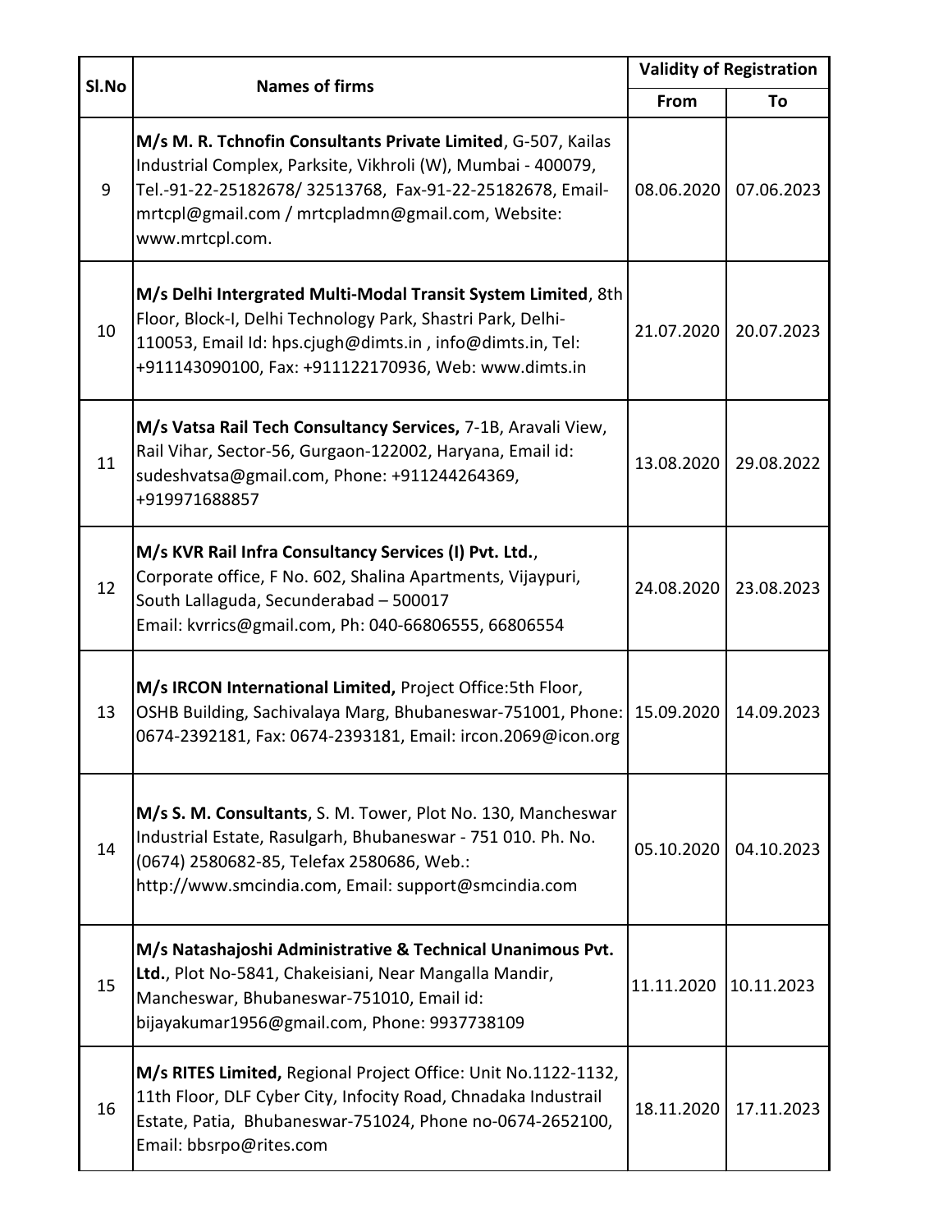| Sl.No | Names of firms | Validity of Registration | |
|---|---|---|---|
| | | From | To |
| 9 | **M/s M. R. Tchnofin Consultants Private Limited**, G-507, Kailas Industrial Complex, Parksite, Vikhroli (W), Mumbai - 400079, Tel.-91-22-25182678/ 32513768, Fax-91-22-25182678, Email-mrtcpl@gmail.com / mrtcpladmn@gmail.com, Website: www.mrtcpl.com. | 08.06.2020 | 07.06.2023 |
| 10 | **M/s Delhi Intergrated Multi-Modal Transit System Limited**, 8th Floor, Block-I, Delhi Technology Park, Shastri Park, Delhi-110053, Email Id: hps.cjugh@dimts.in , info@dimts.in, Tel: +911143090100, Fax: +911122170936, Web: www.dimts.in | 21.07.2020 | 20.07.2023 |
| 11 | **M/s Vatsa Rail Tech Consultancy Services,** 7-1B, Aravali View, Rail Vihar, Sector-56, Gurgaon-122002, Haryana, Email id: sudeshvatsa@gmail.com, Phone: +911244264369, +919971688857 | 13.08.2020 | 29.08.2022 |
| 12 | **M/s KVR Rail Infra Consultancy Services (I) Pvt. Ltd.**, Corporate office, F No. 602, Shalina Apartments, Vijaypuri, South Lallaguda, Secunderabad – 500017 Email: kvrrics@gmail.com, Ph: 040-66806555, 66806554 | 24.08.2020 | 23.08.2023 |
| 13 | **M/s IRCON International Limited,** Project Office:5th Floor, OSHB Building, Sachivalaya Marg, Bhubaneswar-751001, Phone: 0674-2392181, Fax: 0674-2393181, Email: ircon.2069@icon.org | 15.09.2020 | 14.09.2023 |
| 14 | **M/s S. M. Consultants**, S. M. Tower, Plot No. 130, Mancheswar Industrial Estate, Rasulgarh, Bhubaneswar - 751 010. Ph. No. (0674) 2580682-85, Telefax 2580686, Web.: http://www.smcindia.com, Email: support@smcindia.com | 05.10.2020 | 04.10.2023 |
| 15 | **M/s Natashajoshi Administrative & Technical Unanimous Pvt. Ltd.**, Plot No-5841, Chakeisiani, Near Mangalla Mandir, Mancheswar, Bhubaneswar-751010, Email id: bijayakumar1956@gmail.com, Phone: 9937738109 | 11.11.2020 | 10.11.2023 |
| 16 | **M/s RITES Limited,** Regional Project Office: Unit No.1122-1132, 11th Floor, DLF Cyber City, Infocity Road, Chnadaka Industrail Estate, Patia, Bhubaneswar-751024, Phone no-0674-2652100, Email: bbsrpo@rites.com | 18.11.2020 | 17.11.2023 |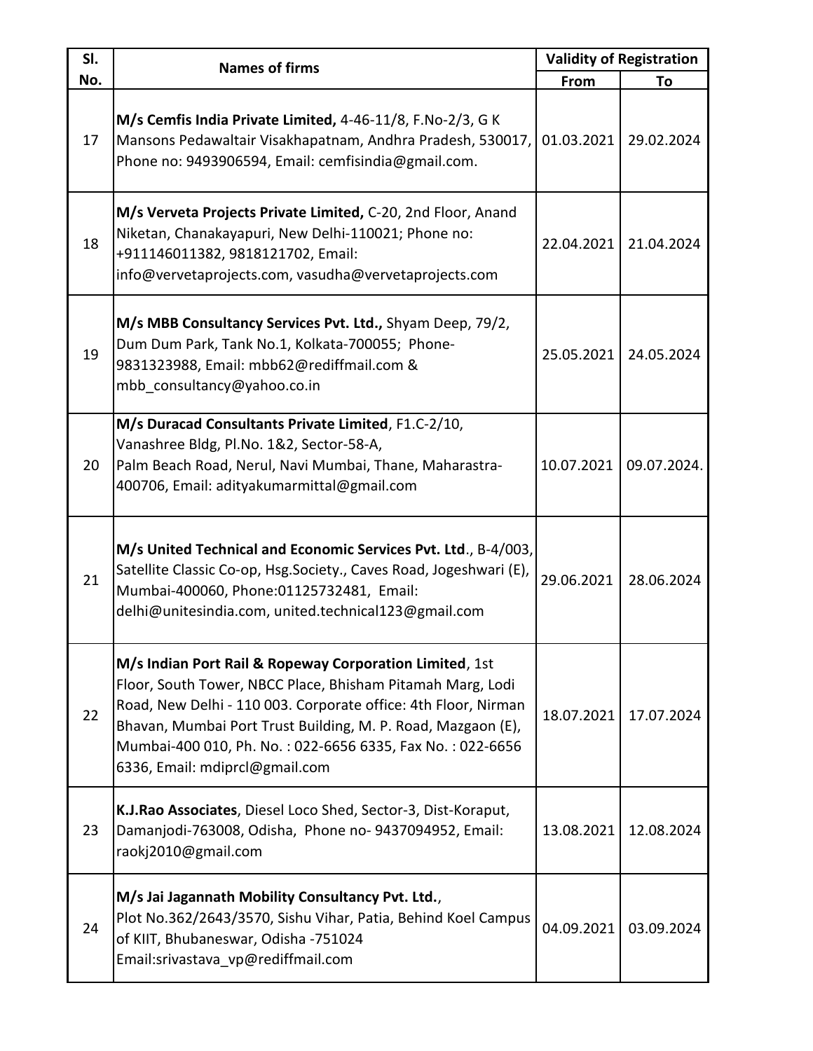| Sl. No. | Names of firms | Validity of Registration | |
|---|---|---|---|
| | | From | To |
| 17 | **M/s Cemfis India Private Limited,** 4-46-11/8, F.No-2/3, G K Mansons Pedawaltair Visakhapatnam, Andhra Pradesh, 530017, Phone no: 9493906594, Email: cemfisindia@gmail.com. | 01.03.2021 | 29.02.2024 |
| 18 | **M/s Verveta Projects Private Limited,** C-20, 2nd Floor, Anand Niketan, Chanakayapuri, New Delhi-110021; Phone no: +911146011382, 9818121702, Email: info@vervetaprojects.com, vasudha@vervetaprojects.com | 22.04.2021 | 21.04.2024 |
| 19 | **M/s MBB Consultancy Services Pvt. Ltd.,** Shyam Deep, 79/2, Dum Dum Park, Tank No.1, Kolkata-700055; Phone- 9831323988, Email: mbb62@rediffmail.com & mbb_consultancy@yahoo.co.in | 25.05.2021 | 24.05.2024 |
| 20 | **M/s Duracad Consultants Private Limited**, F1.C-2/10, Vanashree Bldg, Pl.No. 1&2, Sector-58-A, Palm Beach Road, Nerul, Navi Mumbai, Thane, Maharastra-400706, Email: adityakumarmittal@gmail.com | 10.07.2021 | 09.07.2024. |
| 21 | **M/s United Technical and Economic Services Pvt. Ltd**., B-4/003, Satellite Classic Co-op, Hsg.Society., Caves Road, Jogeshwari (E), Mumbai-400060, Phone:01125732481, Email: delhi@unitesindia.com, united.technical123@gmail.com | 29.06.2021 | 28.06.2024 |
| 22 | **M/s Indian Port Rail & Ropeway Corporation Limited**, 1st Floor, South Tower, NBCC Place, Bhisham Pitamah Marg, Lodi Road, New Delhi - 110 003. Corporate office: 4th Floor, Nirman Bhavan, Mumbai Port Trust Building, M. P. Road, Mazgaon (E), Mumbai-400 010, Ph. No. : 022-6656 6335, Fax No. : 022-6656 6336, Email: mdiprcl@gmail.com | 18.07.2021 | 17.07.2024 |
| 23 | **K.J.Rao Associates**, Diesel Loco Shed, Sector-3, Dist-Koraput, Damanjodi-763008, Odisha, Phone no- 9437094952, Email: raokj2010@gmail.com | 13.08.2021 | 12.08.2024 |
| 24 | **M/s Jai Jagannath Mobility Consultancy Pvt. Ltd.**, Plot No.362/2643/3570, Sishu Vihar, Patia, Behind Koel Campus of KIIT, Bhubaneswar, Odisha -751024 Email:srivastava_vp@rediffmail.com | 04.09.2021 | 03.09.2024 |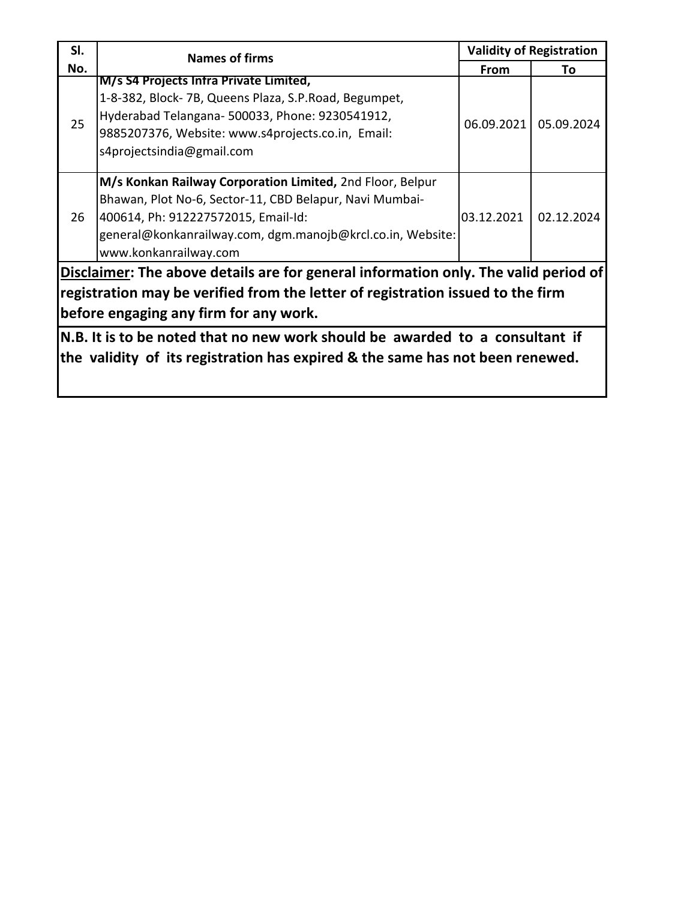| Sl. No. | Names of firms | Validity of Registration | |
|---|---|---|---|
| | | From | To |
| 25 | **M/s S4 Projects Infra Private Limited,** 1-8-382, Block- 7B, Queens Plaza, S.P.Road, Begumpet, Hyderabad Telangana- 500033, Phone: 9230541912, 9885207376, Website: www.s4projects.co.in, Email: s4projectsindia@gmail.com | 06.09.2021 | 05.09.2024 |
| 26 | **M/s Konkan Railway Corporation Limited,** 2nd Floor, Belpur Bhawan, Plot No-6, Sector-11, CBD Belapur, Navi Mumbai-400614, Ph: 912227572015, Email-Id: general@konkanrailway.com, dgm.manojb@krcl.co.in, Website: www.konkanrailway.com | 03.12.2021 | 02.12.2024 |

**Disclaimer: The above details are for general information only. The valid period of registration may be verified from the letter of registration issued to the firm before engaging any firm for any work.**

**N.B. It is to be noted that no new work should be awarded to a consultant if the validity of its registration has expired & the same has not been renewed.**